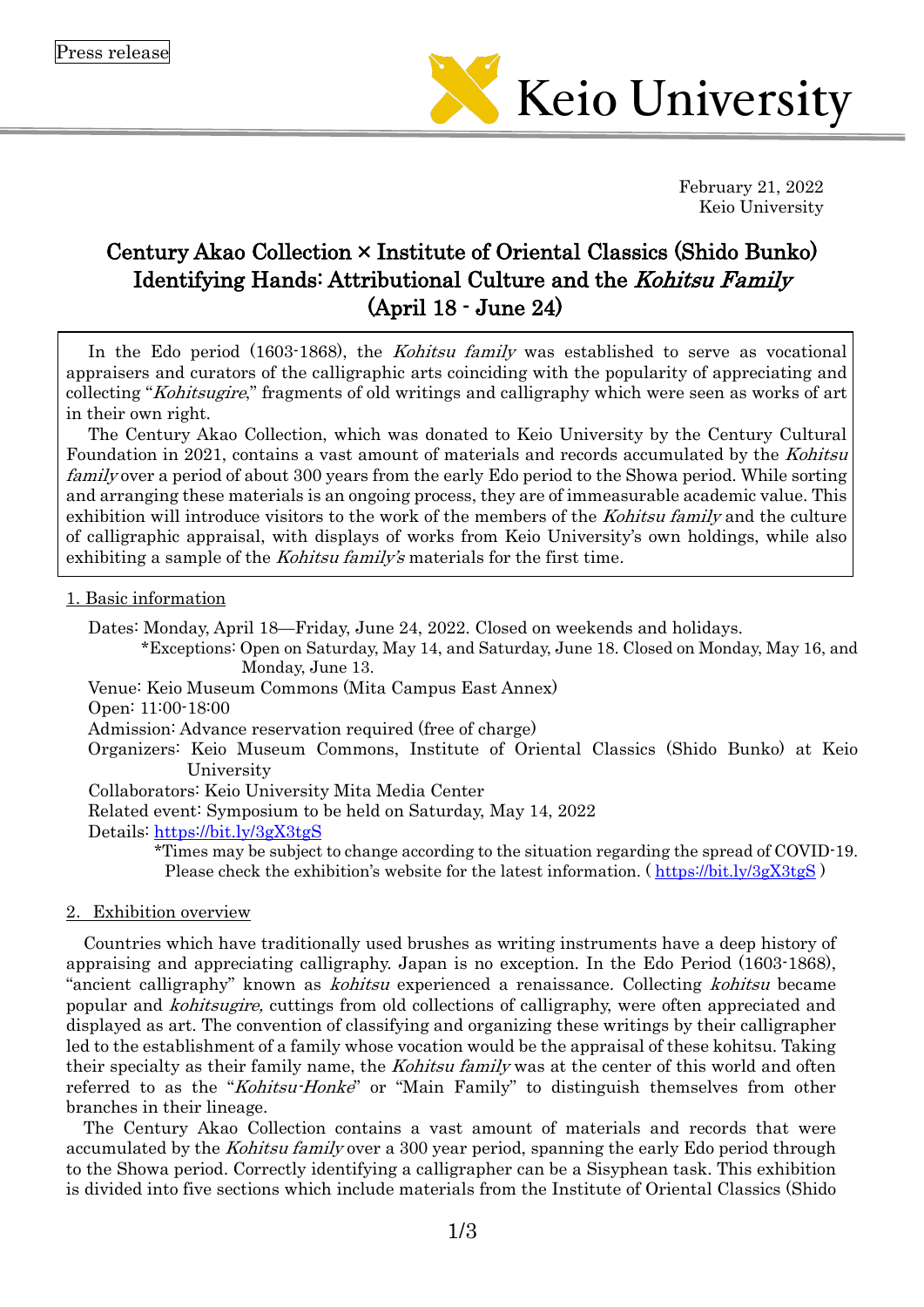Press release

**Keio University**

February 21, 2022
Keio University

# Century Akao Collection × Institute of Oriental Classics (Shido Bunko) Identifying Hands: Attributional Culture and the *Kohitsu Family* (April 18 - June 24)

In the Edo period (1603-1868), the *Kohitsu family* was established to serve as vocational appraisers and curators of the calligraphic arts coinciding with the popularity of appreciating and collecting "*Kohitsugire*," fragments of old writings and calligraphy which were seen as works of art in their own right.

The Century Akao Collection, which was donated to Keio University by the Century Cultural Foundation in 2021, contains a vast amount of materials and records accumulated by the *Kohitsu family* over a period of about 300 years from the early Edo period to the Showa period. While sorting and arranging these materials is an ongoing process, they are of immeasurable academic value. This exhibition will introduce visitors to the work of the members of the *Kohitsu family* and the culture of calligraphic appraisal, with displays of works from Keio University's own holdings, while also exhibiting a sample of the *Kohitsu family's* materials for the first time.

## 1. Basic information

Dates: Monday, April 18—Friday, June 24, 2022. Closed on weekends and holidays.
*Exceptions: Open on Saturday, May 14, and Saturday, June 18. Closed on Monday, May 16, and Monday, June 13.

Venue: Keio Museum Commons (Mita Campus East Annex)

Open: 11:00-18:00

Admission: Advance reservation required (free of charge)

Organizers: Keio Museum Commons, Institute of Oriental Classics (Shido Bunko) at Keio University

Collaborators: Keio University Mita Media Center

Related event: Symposium to be held on Saturday, May 14, 2022

Details: https://bit.ly/3gX3tgS

*Times may be subject to change according to the situation regarding the spread of COVID-19. Please check the exhibition's website for the latest information. ( https://bit.ly/3gX3tgS )

## 2. Exhibition overview

Countries which have traditionally used brushes as writing instruments have a deep history of appraising and appreciating calligraphy. Japan is no exception. In the Edo Period (1603-1868), "ancient calligraphy" known as *kohitsu* experienced a renaissance. Collecting *kohitsu* became popular and *kohitsugire,* cuttings from old collections of calligraphy, were often appreciated and displayed as art. The convention of classifying and organizing these writings by their calligrapher led to the establishment of a family whose vocation would be the appraisal of these kohitsu. Taking their specialty as their family name, the *Kohitsu family* was at the center of this world and often referred to as the "*Kohitsu-Honke*" or "Main Family" to distinguish themselves from other branches in their lineage.

The Century Akao Collection contains a vast amount of materials and records that were accumulated by the *Kohitsu family* over a 300 year period, spanning the early Edo period through to the Showa period. Correctly identifying a calligrapher can be a Sisyphean task. This exhibition is divided into five sections which include materials from the Institute of Oriental Classics (Shido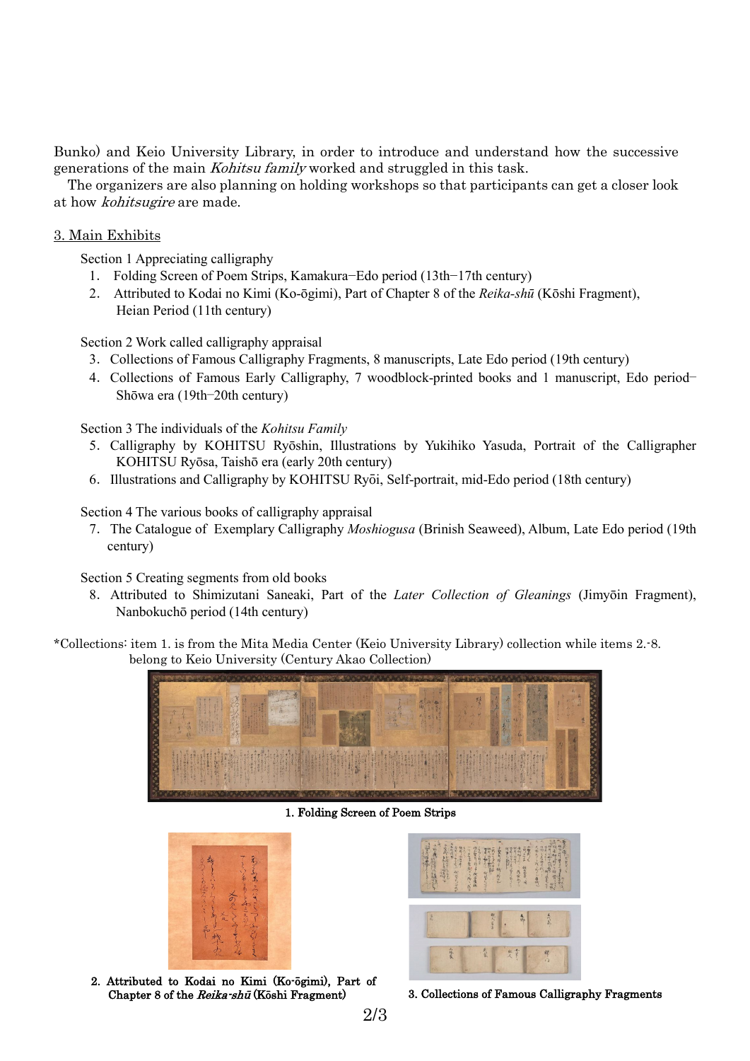Bunko) and Keio University Library, in order to introduce and understand how the successive generations of the main *Kohitsu family* worked and struggled in this task.

The organizers are also planning on holding workshops so that participants can get a closer look at how *kohitsugire* are made.

## 3. Main Exhibits

Section 1 Appreciating calligraphy

1. Folding Screen of Poem Strips, Kamakura–Edo period (13th–17th century)
2. Attributed to Kodai no Kimi (Ko-ōgimi), Part of Chapter 8 of the *Reika-shū* (Kōshi Fragment), Heian Period (11th century)

Section 2 Work called calligraphy appraisal

3. Collections of Famous Calligraphy Fragments, 8 manuscripts, Late Edo period (19th century)
4. Collections of Famous Early Calligraphy, 7 woodblock-printed books and 1 manuscript, Edo period–Shōwa era (19th–20th century)

Section 3 The individuals of the *Kohitsu Family*

5. Calligraphy by KOHITSU Ryōshin, Illustrations by Yukihiko Yasuda, Portrait of the Calligrapher KOHITSU Ryōsa, Taishō era (early 20th century)
6. Illustrations and Calligraphy by KOHITSU Ryōi, Self-portrait, mid-Edo period (18th century)

Section 4 The various books of calligraphy appraisal

7. The Catalogue of Exemplary Calligraphy *Moshiogusa* (Brinish Seaweed), Album, Late Edo period (19th century)

Section 5 Creating segments from old books

8. Attributed to Shimizutani Saneaki, Part of the *Later Collection of Gleanings* (Jimyōin Fragment), Nanbokuchō period (14th century)

*Collections: item 1. is from the Mita Media Center (Keio University Library) collection while items 2.-8. belong to Keio University (Century Akao Collection)

**1. Folding Screen of Poem Strips**

**2. Attributed to Kodai no Kimi (Ko-ōgimi), Part of Chapter 8 of the *Reika-shū* (Kōshi Fragment)**

**3. Collections of Famous Calligraphy Fragments**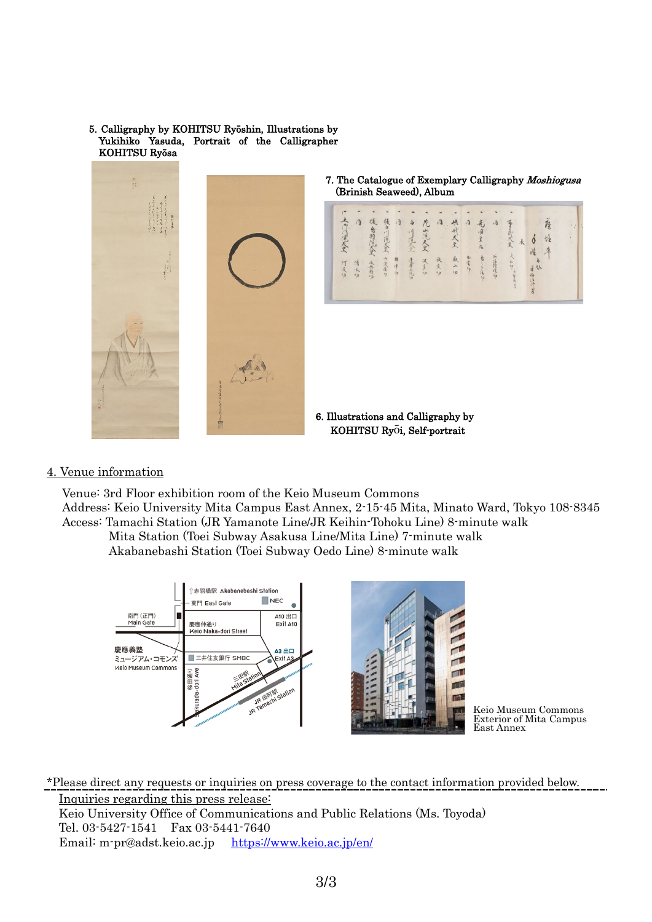5. Calligraphy by KOHITSU Ryōshin, Illustrations by Yukihiko Yasuda, Portrait of the Calligrapher KOHITSU Ryōsa

7. The Catalogue of Exemplary Calligraphy *Moshiogusa* (Brinish Seaweed), Album

6. Illustrations and Calligraphy by KOHITSU Ryōi, Self-portrait

## 4. Venue information

Venue: 3rd Floor exhibition room of the Keio Museum Commons
Address: Keio University Mita Campus East Annex, 2-15-45 Mita, Minato Ward, Tokyo 108-8345
Access: Tamachi Station (JR Yamanote Line/JR Keihin-Tohoku Line) 8-minute walk
Mita Station (Toei Subway Asakusa Line/Mita Line) 7-minute walk
Akabanebashi Station (Toei Subway Oedo Line) 8-minute walk

↑赤羽橋駅 Akabanebashi Station
東門 East Gate
NEC
南門（正門） Main Gate
A10 出口 Exit A10
慶應仲通り Keio Naka-dori Street
慶應義塾 ミュージアム・コモンズ Keio Museum Commons
三井住友銀行 SMBC
A3 出口 Exit A3
桜田通り Sakurada-dori Ave
三田駅 Mita Station
JR 田町駅 JR Tamachi Station

Keio Museum Commons Exterior of Mita Campus East Annex

*Please direct any requests or inquiries on press coverage to the contact information provided below.

Inquiries regarding this press release:
Keio University Office of Communications and Public Relations (Ms. Toyoda)
Tel. 03-5427-1541　Fax 03-5441-7640
Email: m-pr@adst.keio.ac.jp　https://www.keio.ac.jp/en/